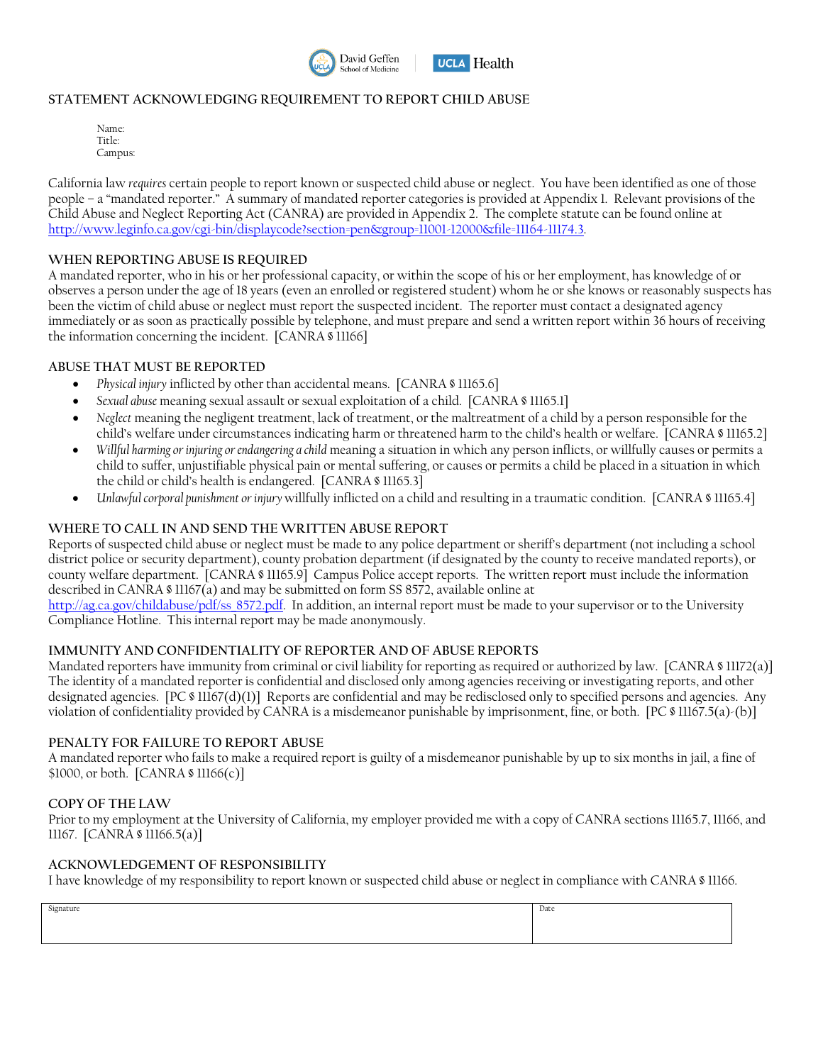David Geffen School of Medicine | UCLA Health

# STATEMENT ACKNOWLEDGING REQUIREMENT TO REPORT CHILD ABUSE

Name:
Title:
Campus:

California law *requires* certain people to report known or suspected child abuse or neglect. You have been identified as one of those people – a "mandated reporter." A summary of mandated reporter categories is provided at Appendix 1. Relevant provisions of the Child Abuse and Neglect Reporting Act (CANRA) are provided in Appendix 2. The complete statute can be found online at http://www.leginfo.ca.gov/cgi-bin/displaycode?section=pen&group=11001-12000&file=11164-11174.3.

## WHEN REPORTING ABUSE IS REQUIRED

A mandated reporter, who in his or her professional capacity, or within the scope of his or her employment, has knowledge of or observes a person under the age of 18 years (even an enrolled or registered student) whom he or she knows or reasonably suspects has been the victim of child abuse or neglect must report the suspected incident. The reporter must contact a designated agency immediately or as soon as practically possible by telephone, and must prepare and send a written report within 36 hours of receiving the information concerning the incident. [CANRA § 11166]

## ABUSE THAT MUST BE REPORTED

- *Physical injury* inflicted by other than accidental means. [CANRA § 11165.6]
- *Sexual abuse* meaning sexual assault or sexual exploitation of a child. [CANRA § 11165.1]
- *Neglect* meaning the negligent treatment, lack of treatment, or the maltreatment of a child by a person responsible for the child's welfare under circumstances indicating harm or threatened harm to the child's health or welfare. [CANRA § 11165.2]
- *Willful harming or injuring or endangering a child* meaning a situation in which any person inflicts, or willfully causes or permits a child to suffer, unjustifiable physical pain or mental suffering, or causes or permits a child be placed in a situation in which the child or child's health is endangered. [CANRA § 11165.3]
- *Unlawful corporal punishment or injury* willfully inflicted on a child and resulting in a traumatic condition. [CANRA § 11165.4]

## WHERE TO CALL IN AND SEND THE WRITTEN ABUSE REPORT

Reports of suspected child abuse or neglect must be made to any police department or sheriff's department (not including a school district police or security department), county probation department (if designated by the county to receive mandated reports), or county welfare department. [CANRA § 11165.9] Campus Police accept reports. The written report must include the information described in CANRA § 11167(a) and may be submitted on form SS 8572, available online at http://ag.ca.gov/childabuse/pdf/ss_8572.pdf. In addition, an internal report must be made to your supervisor or to the University Compliance Hotline. This internal report may be made anonymously.

## IMMUNITY AND CONFIDENTIALITY OF REPORTER AND OF ABUSE REPORTS

Mandated reporters have immunity from criminal or civil liability for reporting as required or authorized by law. [CANRA § 11172(a)] The identity of a mandated reporter is confidential and disclosed only among agencies receiving or investigating reports, and other designated agencies. [PC § 11167(d)(1)] Reports are confidential and may be redisclosed only to specified persons and agencies. Any violation of confidentiality provided by CANRA is a misdemeanor punishable by imprisonment, fine, or both. [PC § 11167.5(a)-(b)]

## PENALTY FOR FAILURE TO REPORT ABUSE

A mandated reporter who fails to make a required report is guilty of a misdemeanor punishable by up to six months in jail, a fine of $1000, or both. [CANRA § 11166(c)]

## COPY OF THE LAW

Prior to my employment at the University of California, my employer provided me with a copy of CANRA sections 11165.7, 11166, and 11167. [CANRA § 11166.5(a)]

## ACKNOWLEDGEMENT OF RESPONSIBILITY

I have knowledge of my responsibility to report known or suspected child abuse or neglect in compliance with CANRA § 11166.

| Signature | Date |
| --- | --- |
| | |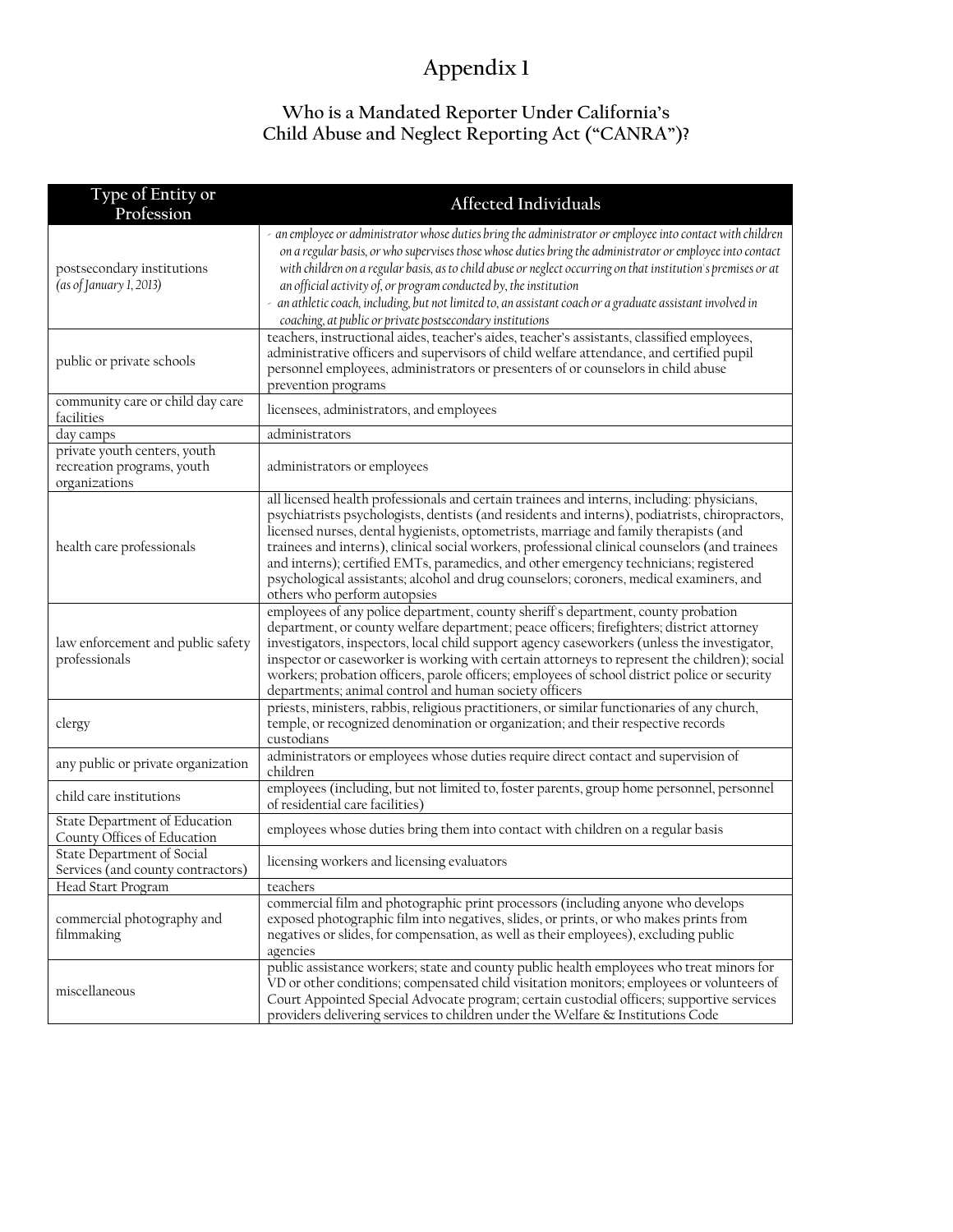# Appendix 1

## Who is a Mandated Reporter Under California's Child Abuse and Neglect Reporting Act ("CANRA")?

| Type of Entity or Profession | Affected Individuals |
| --- | --- |
| postsecondary institutions *(as of January 1, 2013)* | - *an employee or administrator whose duties bring the administrator or employee into contact with children on a regular basis, or who supervises those whose duties bring the administrator or employee into contact with children on a regular basis, as to child abuse or neglect occurring on that institution's premises or at an official activity of, or program conducted by, the institution*<br>- *an athletic coach, including, but not limited to, an assistant coach or a graduate assistant involved in coaching, at public or private postsecondary institutions* |
| public or private schools | teachers, instructional aides, teacher's aides, teacher's assistants, classified employees, administrative officers and supervisors of child welfare attendance, and certified pupil personnel employees, administrators or presenters of or counselors in child abuse prevention programs |
| community care or child day care facilities | licensees, administrators, and employees |
| day camps | administrators |
| private youth centers, youth recreation programs, youth organizations | administrators or employees |
| health care professionals | all licensed health professionals and certain trainees and interns, including: physicians, psychiatrists psychologists, dentists (and residents and interns), podiatrists, chiropractors, licensed nurses, dental hygienists, optometrists, marriage and family therapists (and trainees and interns), clinical social workers, professional clinical counselors (and trainees and interns); certified EMTs, paramedics, and other emergency technicians; registered psychological assistants; alcohol and drug counselors; coroners, medical examiners, and others who perform autopsies |
| law enforcement and public safety professionals | employees of any police department, county sheriff's department, county probation department, or county welfare department; peace officers; firefighters; district attorney investigators, inspectors, local child support agency caseworkers (unless the investigator, inspector or caseworker is working with certain attorneys to represent the children); social workers; probation officers, parole officers; employees of school district police or security departments; animal control and human society officers |
| clergy | priests, ministers, rabbis, religious practitioners, or similar functionaries of any church, temple, or recognized denomination or organization; and their respective records custodians |
| any public or private organization | administrators or employees whose duties require direct contact and supervision of children |
| child care institutions | employees (including, but not limited to, foster parents, group home personnel, personnel of residential care facilities) |
| State Department of Education County Offices of Education | employees whose duties bring them into contact with children on a regular basis |
| State Department of Social Services (and county contractors) | licensing workers and licensing evaluators |
| Head Start Program | teachers |
| commercial photography and filmmaking | commercial film and photographic print processors (including anyone who develops exposed photographic film into negatives, slides, or prints, or who makes prints from negatives or slides, for compensation, as well as their employees), excluding public agencies |
| miscellaneous | public assistance workers; state and county public health employees who treat minors for VD or other conditions; compensated child visitation monitors; employees or volunteers of Court Appointed Special Advocate program; certain custodial officers; supportive services providers delivering services to children under the Welfare & Institutions Code |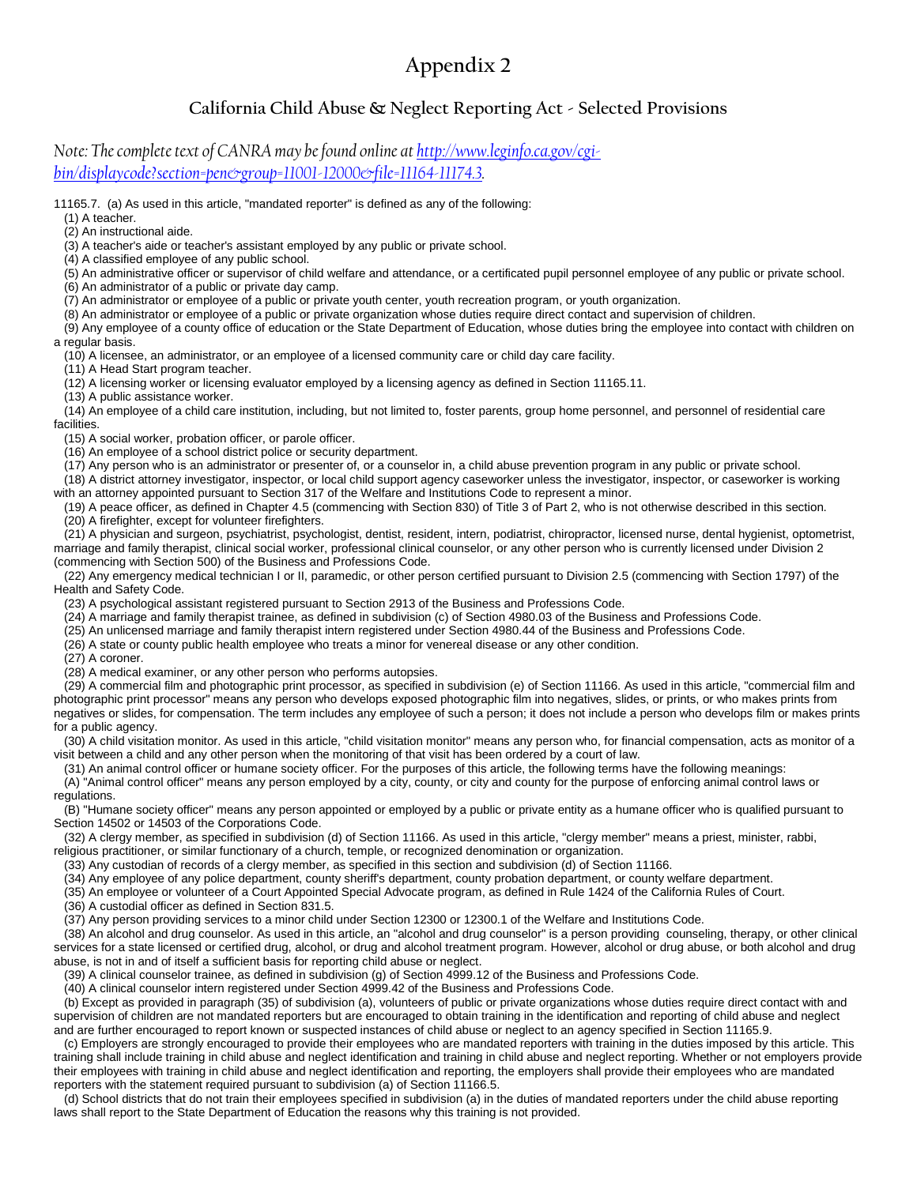# Appendix 2

## California Child Abuse & Neglect Reporting Act - Selected Provisions

*Note: The complete text of CANRA may be found online at [http://www.leginfo.ca.gov/cgi-bin/displaycode?section=pen&group=11001-12000&file=11164-11174.3](http://www.leginfo.ca.gov/cgi-bin/displaycode?section=pen&group=11001-12000&file=11164-11174.3).*

11165.7. (a) As used in this article, "mandated reporter" is defined as any of the following:

(1) A teacher.

(2) An instructional aide.

(3) A teacher's aide or teacher's assistant employed by any public or private school.

(4) A classified employee of any public school.

(5) An administrative officer or supervisor of child welfare and attendance, or a certificated pupil personnel employee of any public or private school.

(6) An administrator of a public or private day camp.

(7) An administrator or employee of a public or private youth center, youth recreation program, or youth organization.

(8) An administrator or employee of a public or private organization whose duties require direct contact and supervision of children.

(9) Any employee of a county office of education or the State Department of Education, whose duties bring the employee into contact with children on a regular basis.

(10) A licensee, an administrator, or an employee of a licensed community care or child day care facility.

(11) A Head Start program teacher.

(12) A licensing worker or licensing evaluator employed by a licensing agency as defined in Section 11165.11.

(13) A public assistance worker.

(14) An employee of a child care institution, including, but not limited to, foster parents, group home personnel, and personnel of residential care facilities.

(15) A social worker, probation officer, or parole officer.

(16) An employee of a school district police or security department.

(17) Any person who is an administrator or presenter of, or a counselor in, a child abuse prevention program in any public or private school.

(18) A district attorney investigator, inspector, or local child support agency caseworker unless the investigator, inspector, or caseworker is working with an attorney appointed pursuant to Section 317 of the Welfare and Institutions Code to represent a minor.

(19) A peace officer, as defined in Chapter 4.5 (commencing with Section 830) of Title 3 of Part 2, who is not otherwise described in this section.

(20) A firefighter, except for volunteer firefighters.

(21) A physician and surgeon, psychiatrist, psychologist, dentist, resident, intern, podiatrist, chiropractor, licensed nurse, dental hygienist, optometrist, marriage and family therapist, clinical social worker, professional clinical counselor, or any other person who is currently licensed under Division 2 (commencing with Section 500) of the Business and Professions Code.

(22) Any emergency medical technician I or II, paramedic, or other person certified pursuant to Division 2.5 (commencing with Section 1797) of the Health and Safety Code.

(23) A psychological assistant registered pursuant to Section 2913 of the Business and Professions Code.

(24) A marriage and family therapist trainee, as defined in subdivision (c) of Section 4980.03 of the Business and Professions Code.

(25) An unlicensed marriage and family therapist intern registered under Section 4980.44 of the Business and Professions Code.

(26) A state or county public health employee who treats a minor for venereal disease or any other condition.

(27) A coroner.

(28) A medical examiner, or any other person who performs autopsies.

(29) A commercial film and photographic print processor, as specified in subdivision (e) of Section 11166. As used in this article, "commercial film and photographic print processor" means any person who develops exposed photographic film into negatives, slides, or prints, or who makes prints from negatives or slides, for compensation. The term includes any employee of such a person; it does not include a person who develops film or makes prints for a public agency.

(30) A child visitation monitor. As used in this article, "child visitation monitor" means any person who, for financial compensation, acts as monitor of a visit between a child and any other person when the monitoring of that visit has been ordered by a court of law.

(31) An animal control officer or humane society officer. For the purposes of this article, the following terms have the following meanings:

(A) "Animal control officer" means any person employed by a city, county, or city and county for the purpose of enforcing animal control laws or regulations.

(B) "Humane society officer" means any person appointed or employed by a public or private entity as a humane officer who is qualified pursuant to Section 14502 or 14503 of the Corporations Code.

(32) A clergy member, as specified in subdivision (d) of Section 11166. As used in this article, "clergy member" means a priest, minister, rabbi, religious practitioner, or similar functionary of a church, temple, or recognized denomination or organization.

(33) Any custodian of records of a clergy member, as specified in this section and subdivision (d) of Section 11166.

(34) Any employee of any police department, county sheriff's department, county probation department, or county welfare department.

(35) An employee or volunteer of a Court Appointed Special Advocate program, as defined in Rule 1424 of the California Rules of Court.

(36) A custodial officer as defined in Section 831.5.

(37) Any person providing services to a minor child under Section 12300 or 12300.1 of the Welfare and Institutions Code.

(38) An alcohol and drug counselor. As used in this article, an "alcohol and drug counselor" is a person providing counseling, therapy, or other clinical services for a state licensed or certified drug, alcohol, or drug and alcohol treatment program. However, alcohol or drug abuse, or both alcohol and drug abuse, is not in and of itself a sufficient basis for reporting child abuse or neglect.

(39) A clinical counselor trainee, as defined in subdivision (g) of Section 4999.12 of the Business and Professions Code.

(40) A clinical counselor intern registered under Section 4999.42 of the Business and Professions Code.

(b) Except as provided in paragraph (35) of subdivision (a), volunteers of public or private organizations whose duties require direct contact with and supervision of children are not mandated reporters but are encouraged to obtain training in the identification and reporting of child abuse and neglect and are further encouraged to report known or suspected instances of child abuse or neglect to an agency specified in Section 11165.9.

(c) Employers are strongly encouraged to provide their employees who are mandated reporters with training in the duties imposed by this article. This training shall include training in child abuse and neglect identification and training in child abuse and neglect reporting. Whether or not employers provide their employees with training in child abuse and neglect identification and reporting, the employers shall provide their employees who are mandated reporters with the statement required pursuant to subdivision (a) of Section 11166.5.

(d) School districts that do not train their employees specified in subdivision (a) in the duties of mandated reporters under the child abuse reporting laws shall report to the State Department of Education the reasons why this training is not provided.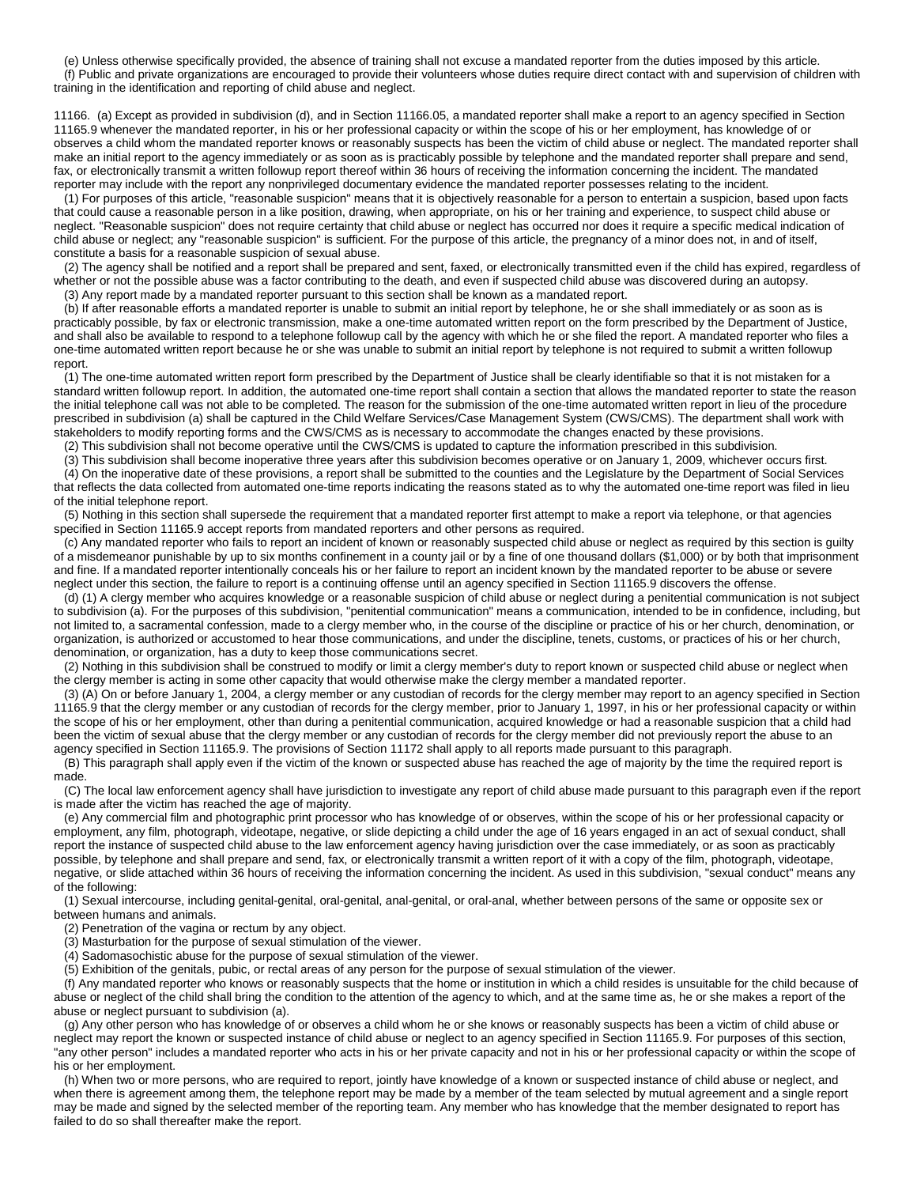(e) Unless otherwise specifically provided, the absence of training shall not excuse a mandated reporter from the duties imposed by this article.

(f) Public and private organizations are encouraged to provide their volunteers whose duties require direct contact with and supervision of children with training in the identification and reporting of child abuse and neglect.

11166. (a) Except as provided in subdivision (d), and in Section 11166.05, a mandated reporter shall make a report to an agency specified in Section 11165.9 whenever the mandated reporter, in his or her professional capacity or within the scope of his or her employment, has knowledge of or observes a child whom the mandated reporter knows or reasonably suspects has been the victim of child abuse or neglect. The mandated reporter shall make an initial report to the agency immediately or as soon as is practicably possible by telephone and the mandated reporter shall prepare and send, fax, or electronically transmit a written followup report thereof within 36 hours of receiving the information concerning the incident. The mandated reporter may include with the report any nonprivileged documentary evidence the mandated reporter possesses relating to the incident.

(1) For purposes of this article, "reasonable suspicion" means that it is objectively reasonable for a person to entertain a suspicion, based upon facts that could cause a reasonable person in a like position, drawing, when appropriate, on his or her training and experience, to suspect child abuse or neglect. "Reasonable suspicion" does not require certainty that child abuse or neglect has occurred nor does it require a specific medical indication of child abuse or neglect; any "reasonable suspicion" is sufficient. For the purpose of this article, the pregnancy of a minor does not, in and of itself, constitute a basis for a reasonable suspicion of sexual abuse.

(2) The agency shall be notified and a report shall be prepared and sent, faxed, or electronically transmitted even if the child has expired, regardless of whether or not the possible abuse was a factor contributing to the death, and even if suspected child abuse was discovered during an autopsy.

(3) Any report made by a mandated reporter pursuant to this section shall be known as a mandated report.

(b) If after reasonable efforts a mandated reporter is unable to submit an initial report by telephone, he or she shall immediately or as soon as is practicably possible, by fax or electronic transmission, make a one-time automated written report on the form prescribed by the Department of Justice, and shall also be available to respond to a telephone followup call by the agency with which he or she filed the report. A mandated reporter who files a one-time automated written report because he or she was unable to submit an initial report by telephone is not required to submit a written followup report.

(1) The one-time automated written report form prescribed by the Department of Justice shall be clearly identifiable so that it is not mistaken for a standard written followup report. In addition, the automated one-time report shall contain a section that allows the mandated reporter to state the reason the initial telephone call was not able to be completed. The reason for the submission of the one-time automated written report in lieu of the procedure prescribed in subdivision (a) shall be captured in the Child Welfare Services/Case Management System (CWS/CMS). The department shall work with stakeholders to modify reporting forms and the CWS/CMS as is necessary to accommodate the changes enacted by these provisions.

(2) This subdivision shall not become operative until the CWS/CMS is updated to capture the information prescribed in this subdivision.

(3) This subdivision shall become inoperative three years after this subdivision becomes operative or on January 1, 2009, whichever occurs first.

(4) On the inoperative date of these provisions, a report shall be submitted to the counties and the Legislature by the Department of Social Services that reflects the data collected from automated one-time reports indicating the reasons stated as to why the automated one-time report was filed in lieu of the initial telephone report.

(5) Nothing in this section shall supersede the requirement that a mandated reporter first attempt to make a report via telephone, or that agencies specified in Section 11165.9 accept reports from mandated reporters and other persons as required.

(c) Any mandated reporter who fails to report an incident of known or reasonably suspected child abuse or neglect as required by this section is guilty of a misdemeanor punishable by up to six months confinement in a county jail or by a fine of one thousand dollars ($1,000) or by both that imprisonment and fine. If a mandated reporter intentionally conceals his or her failure to report an incident known by the mandated reporter to be abuse or severe neglect under this section, the failure to report is a continuing offense until an agency specified in Section 11165.9 discovers the offense.

(d) (1) A clergy member who acquires knowledge or a reasonable suspicion of child abuse or neglect during a penitential communication is not subject to subdivision (a). For the purposes of this subdivision, "penitential communication" means a communication, intended to be in confidence, including, but not limited to, a sacramental confession, made to a clergy member who, in the course of the discipline or practice of his or her church, denomination, or organization, is authorized or accustomed to hear those communications, and under the discipline, tenets, customs, or practices of his or her church, denomination, or organization, has a duty to keep those communications secret.

(2) Nothing in this subdivision shall be construed to modify or limit a clergy member's duty to report known or suspected child abuse or neglect when the clergy member is acting in some other capacity that would otherwise make the clergy member a mandated reporter.

(3) (A) On or before January 1, 2004, a clergy member or any custodian of records for the clergy member may report to an agency specified in Section 11165.9 that the clergy member or any custodian of records for the clergy member, prior to January 1, 1997, in his or her professional capacity or within the scope of his or her employment, other than during a penitential communication, acquired knowledge or had a reasonable suspicion that a child had been the victim of sexual abuse that the clergy member or any custodian of records for the clergy member did not previously report the abuse to an agency specified in Section 11165.9. The provisions of Section 11172 shall apply to all reports made pursuant to this paragraph.

(B) This paragraph shall apply even if the victim of the known or suspected abuse has reached the age of majority by the time the required report is made.

(C) The local law enforcement agency shall have jurisdiction to investigate any report of child abuse made pursuant to this paragraph even if the report is made after the victim has reached the age of majority.

(e) Any commercial film and photographic print processor who has knowledge of or observes, within the scope of his or her professional capacity or employment, any film, photograph, videotape, negative, or slide depicting a child under the age of 16 years engaged in an act of sexual conduct, shall report the instance of suspected child abuse to the law enforcement agency having jurisdiction over the case immediately, or as soon as practicably possible, by telephone and shall prepare and send, fax, or electronically transmit a written report of it with a copy of the film, photograph, videotape, negative, or slide attached within 36 hours of receiving the information concerning the incident. As used in this subdivision, "sexual conduct" means any of the following:

(1) Sexual intercourse, including genital-genital, oral-genital, anal-genital, or oral-anal, whether between persons of the same or opposite sex or between humans and animals.

(2) Penetration of the vagina or rectum by any object.

(3) Masturbation for the purpose of sexual stimulation of the viewer.

(4) Sadomasochistic abuse for the purpose of sexual stimulation of the viewer.

(5) Exhibition of the genitals, pubic, or rectal areas of any person for the purpose of sexual stimulation of the viewer.

(f) Any mandated reporter who knows or reasonably suspects that the home or institution in which a child resides is unsuitable for the child because of abuse or neglect of the child shall bring the condition to the attention of the agency to which, and at the same time as, he or she makes a report of the abuse or neglect pursuant to subdivision (a).

(g) Any other person who has knowledge of or observes a child whom he or she knows or reasonably suspects has been a victim of child abuse or neglect may report the known or suspected instance of child abuse or neglect to an agency specified in Section 11165.9. For purposes of this section, "any other person" includes a mandated reporter who acts in his or her private capacity and not in his or her professional capacity or within the scope of his or her employment.

(h) When two or more persons, who are required to report, jointly have knowledge of a known or suspected instance of child abuse or neglect, and when there is agreement among them, the telephone report may be made by a member of the team selected by mutual agreement and a single report may be made and signed by the selected member of the reporting team. Any member who has knowledge that the member designated to report has failed to do so shall thereafter make the report.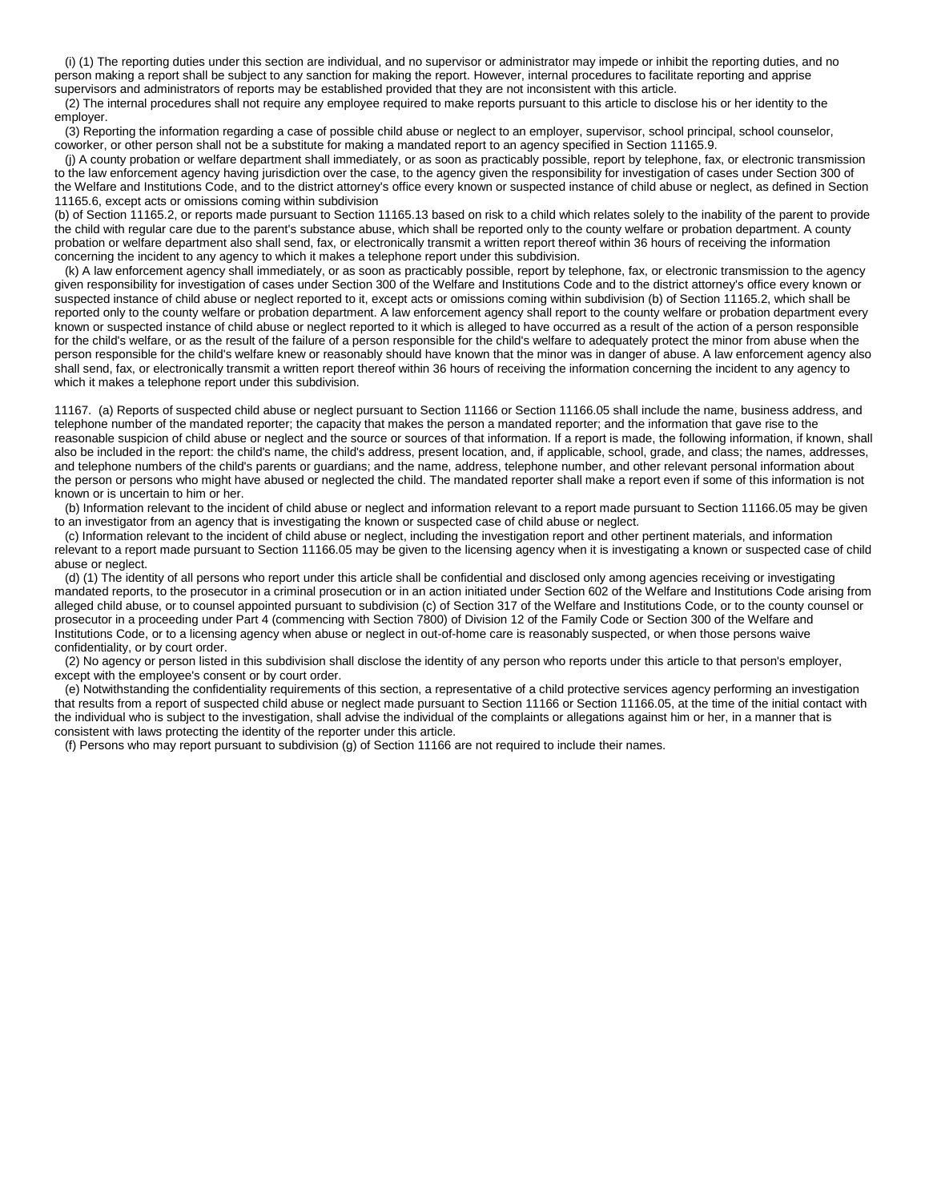(i) (1) The reporting duties under this section are individual, and no supervisor or administrator may impede or inhibit the reporting duties, and no person making a report shall be subject to any sanction for making the report. However, internal procedures to facilitate reporting and apprise supervisors and administrators of reports may be established provided that they are not inconsistent with this article.

(2) The internal procedures shall not require any employee required to make reports pursuant to this article to disclose his or her identity to the employer.

(3) Reporting the information regarding a case of possible child abuse or neglect to an employer, supervisor, school principal, school counselor, coworker, or other person shall not be a substitute for making a mandated report to an agency specified in Section 11165.9.

(j) A county probation or welfare department shall immediately, or as soon as practicably possible, report by telephone, fax, or electronic transmission to the law enforcement agency having jurisdiction over the case, to the agency given the responsibility for investigation of cases under Section 300 of the Welfare and Institutions Code, and to the district attorney's office every known or suspected instance of child abuse or neglect, as defined in Section 11165.6, except acts or omissions coming within subdivision (b) of Section 11165.2, or reports made pursuant to Section 11165.13 based on risk to a child which relates solely to the inability of the parent to provide the child with regular care due to the parent's substance abuse, which shall be reported only to the county welfare or probation department. A county probation or welfare department also shall send, fax, or electronically transmit a written report thereof within 36 hours of receiving the information concerning the incident to any agency to which it makes a telephone report under this subdivision.

(k) A law enforcement agency shall immediately, or as soon as practicably possible, report by telephone, fax, or electronic transmission to the agency given responsibility for investigation of cases under Section 300 of the Welfare and Institutions Code and to the district attorney's office every known or suspected instance of child abuse or neglect reported to it, except acts or omissions coming within subdivision (b) of Section 11165.2, which shall be reported only to the county welfare or probation department. A law enforcement agency shall report to the county welfare or probation department every known or suspected instance of child abuse or neglect reported to it which is alleged to have occurred as a result of the action of a person responsible for the child's welfare, or as the result of the failure of a person responsible for the child's welfare to adequately protect the minor from abuse when the person responsible for the child's welfare knew or reasonably should have known that the minor was in danger of abuse. A law enforcement agency also shall send, fax, or electronically transmit a written report thereof within 36 hours of receiving the information concerning the incident to any agency to which it makes a telephone report under this subdivision.

11167. (a) Reports of suspected child abuse or neglect pursuant to Section 11166 or Section 11166.05 shall include the name, business address, and telephone number of the mandated reporter; the capacity that makes the person a mandated reporter; and the information that gave rise to the reasonable suspicion of child abuse or neglect and the source or sources of that information. If a report is made, the following information, if known, shall also be included in the report: the child's name, the child's address, present location, and, if applicable, school, grade, and class; the names, addresses, and telephone numbers of the child's parents or guardians; and the name, address, telephone number, and other relevant personal information about the person or persons who might have abused or neglected the child. The mandated reporter shall make a report even if some of this information is not known or is uncertain to him or her.

(b) Information relevant to the incident of child abuse or neglect and information relevant to a report made pursuant to Section 11166.05 may be given to an investigator from an agency that is investigating the known or suspected case of child abuse or neglect.

(c) Information relevant to the incident of child abuse or neglect, including the investigation report and other pertinent materials, and information relevant to a report made pursuant to Section 11166.05 may be given to the licensing agency when it is investigating a known or suspected case of child abuse or neglect.

(d) (1) The identity of all persons who report under this article shall be confidential and disclosed only among agencies receiving or investigating mandated reports, to the prosecutor in a criminal prosecution or in an action initiated under Section 602 of the Welfare and Institutions Code arising from alleged child abuse, or to counsel appointed pursuant to subdivision (c) of Section 317 of the Welfare and Institutions Code, or to the county counsel or prosecutor in a proceeding under Part 4 (commencing with Section 7800) of Division 12 of the Family Code or Section 300 of the Welfare and Institutions Code, or to a licensing agency when abuse or neglect in out-of-home care is reasonably suspected, or when those persons waive confidentiality, or by court order.

(2) No agency or person listed in this subdivision shall disclose the identity of any person who reports under this article to that person's employer, except with the employee's consent or by court order.

(e) Notwithstanding the confidentiality requirements of this section, a representative of a child protective services agency performing an investigation that results from a report of suspected child abuse or neglect made pursuant to Section 11166 or Section 11166.05, at the time of the initial contact with the individual who is subject to the investigation, shall advise the individual of the complaints or allegations against him or her, in a manner that is consistent with laws protecting the identity of the reporter under this article.

(f) Persons who may report pursuant to subdivision (g) of Section 11166 are not required to include their names.